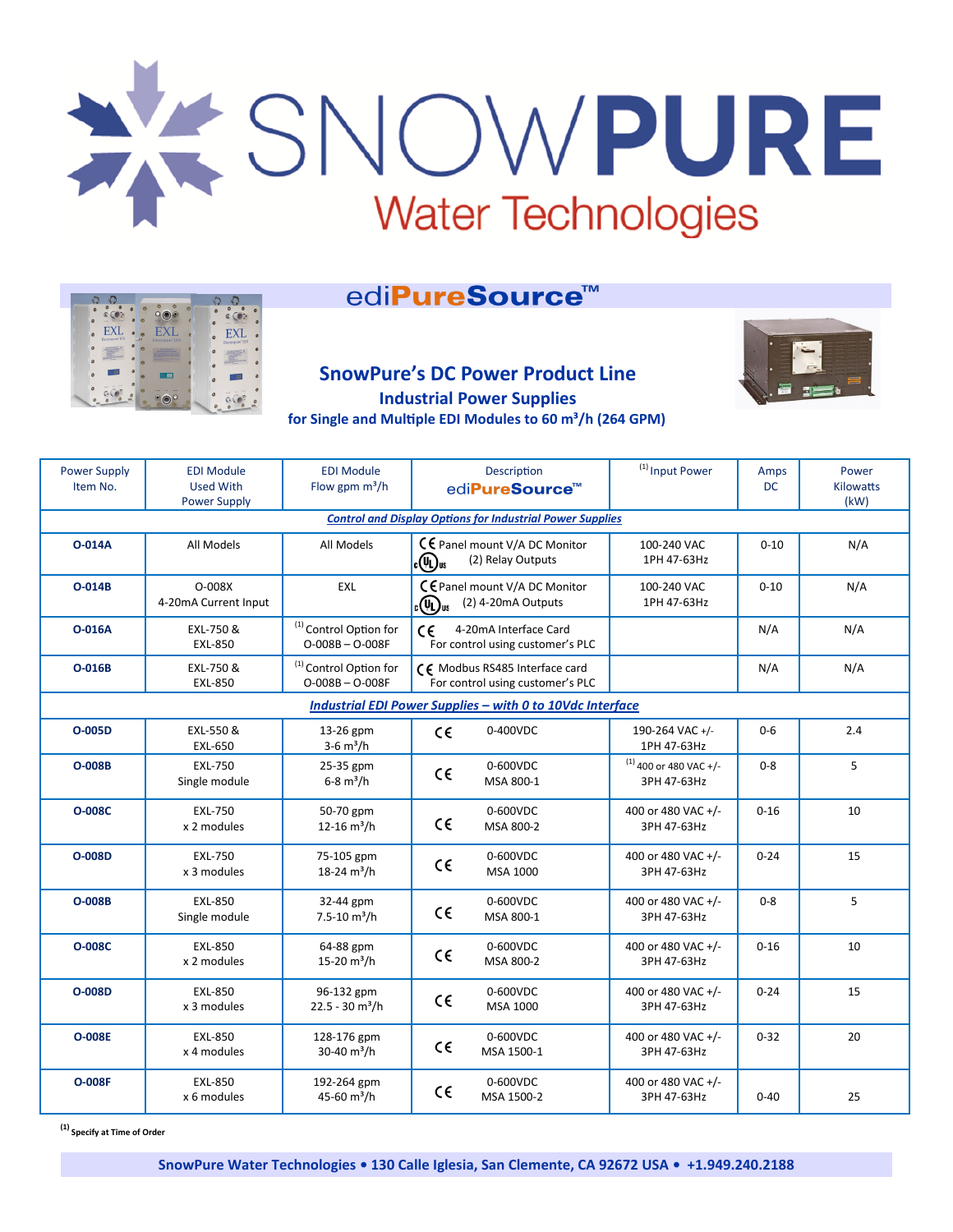# SNOWPURE Water Technologies

## ediPureSource™

### SnowPure's DC Power Product Line

### Industrial Power Supplies

### for Single and Multiple EDI Modules to 60 m³/h (264 GPM)

| Power Supply Item No. | EDI Module Used With Power Supply | EDI Module Flow gpm m³/h | Description ediPureSource™ | [1] Input Power | Amps DC | Power Kilowatts (kW) |
|---|---|---|---|---|---|---|
| ***Control and Display Options for Industrial Power Supplies*** | | | | | | |
| **O-014A** | All Models | All Models | CE Panel mount V/A DC Monitor cULus (2) Relay Outputs | 100-240 VAC 1PH 47-63Hz | 0-10 | N/A |
| **O-014B** | O-008X 4-20mA Current Input | EXL | CE Panel mount V/A DC Monitor cULus (2) 4-20mA Outputs | 100-240 VAC 1PH 47-63Hz | 0-10 | N/A |
| **O-016A** | EXL-750 & EXL-850 | [1] Control Option for O-008B – O-008F | CE 4-20mA Interface Card For control using customer's PLC | | N/A | N/A |
| **O-016B** | EXL-750 & EXL-850 | [1] Control Option for O-008B – O-008F | CE Modbus RS485 Interface card For control using customer's PLC | | N/A | N/A |
| ***Industrial EDI Power Supplies – with 0 to 10Vdc Interface*** | | | | | | |
| **O-005D** | EXL-550 & EXL-650 | 13-26 gpm 3-6 m³/h | CE 0-400VDC | 190-264 VAC +/- 1PH 47-63Hz | 0-6 | 2.4 |
| **O-008B** | EXL-750 Single module | 25-35 gpm 6-8 m³/h | CE 0-600VDC MSA 800-1 | [1] 400 or 480 VAC +/- 3PH 47-63Hz | 0-8 | 5 |
| **O-008C** | EXL-750 x 2 modules | 50-70 gpm 12-16 m³/h | CE 0-600VDC MSA 800-2 | 400 or 480 VAC +/- 3PH 47-63Hz | 0-16 | 10 |
| **O-008D** | EXL-750 x 3 modules | 75-105 gpm 18-24 m³/h | CE 0-600VDC MSA 1000 | 400 or 480 VAC +/- 3PH 47-63Hz | 0-24 | 15 |
| **O-008B** | EXL-850 Single module | 32-44 gpm 7.5-10 m³/h | CE 0-600VDC MSA 800-1 | 400 or 480 VAC +/- 3PH 47-63Hz | 0-8 | 5 |
| **O-008C** | EXL-850 x 2 modules | 64-88 gpm 15-20 m³/h | CE 0-600VDC MSA 800-2 | 400 or 480 VAC +/- 3PH 47-63Hz | 0-16 | 10 |
| **O-008D** | EXL-850 x 3 modules | 96-132 gpm 22.5 - 30 m³/h | CE 0-600VDC MSA 1000 | 400 or 480 VAC +/- 3PH 47-63Hz | 0-24 | 15 |
| **O-008E** | EXL-850 x 4 modules | 128-176 gpm 30-40 m³/h | CE 0-600VDC MSA 1500-1 | 400 or 480 VAC +/- 3PH 47-63Hz | 0-32 | 20 |
| **O-008F** | EXL-850 x 6 modules | 192-264 gpm 45-60 m³/h | CE 0-600VDC MSA 1500-2 | 400 or 480 VAC +/- 3PH 47-63Hz | 0-40 | 25 |

**[1] Specify at Time of Order**

**SnowPure Water Technologies • 130 Calle Iglesia, San Clemente, CA 92672 USA • +1.949.240.2188**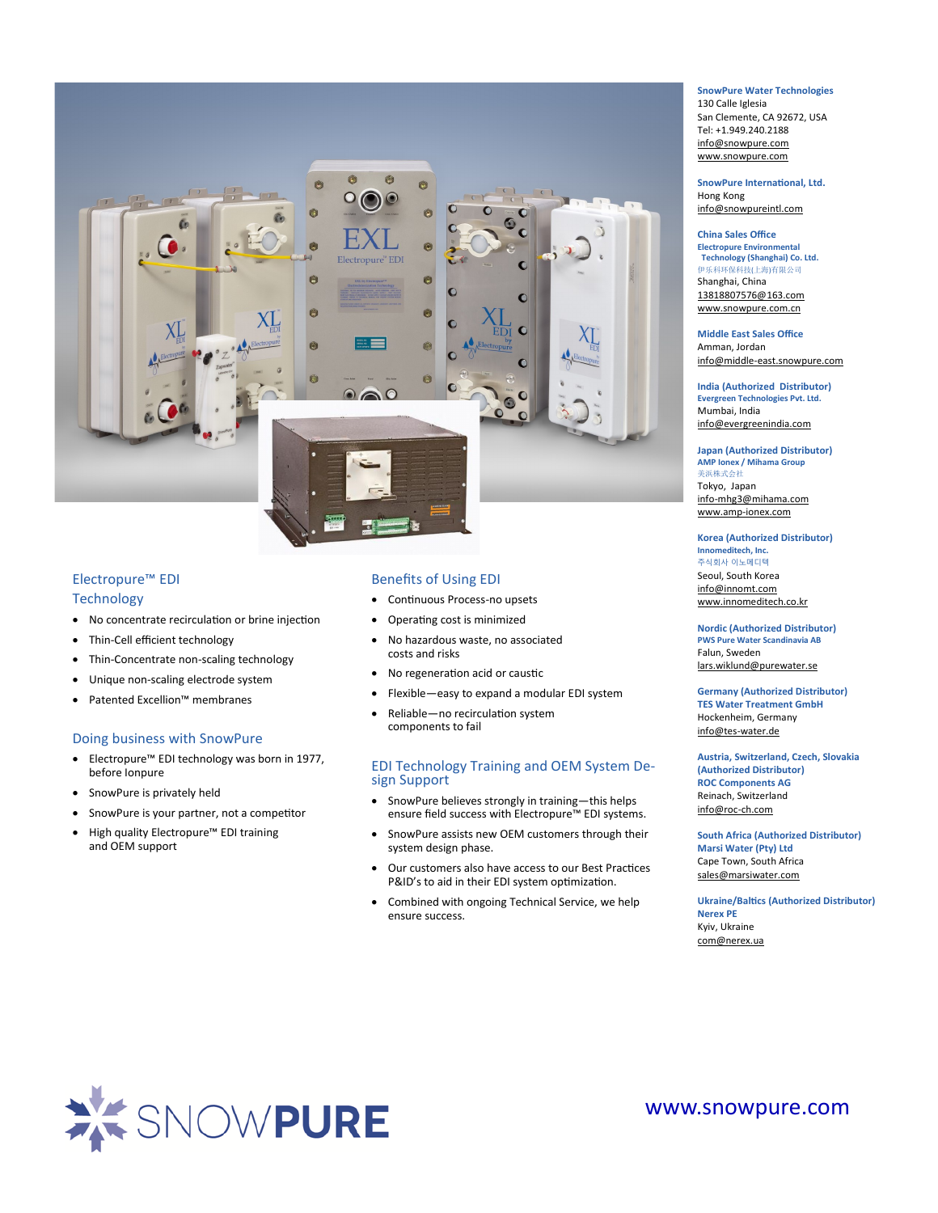## Electropure™ EDI Technology

- No concentrate recirculation or brine injection
- Thin-Cell efficient technology
- Thin-Concentrate non-scaling technology
- Unique non-scaling electrode system
- Patented Excellion™ membranes

## Doing business with SnowPure

- Electropure™ EDI technology was born in 1977, before Ionpure
- SnowPure is privately held
- SnowPure is your partner, not a competitor
- High quality Electropure™ EDI training and OEM support

## Benefits of Using EDI

- Continuous Process-no upsets
- Operating cost is minimized
- No hazardous waste, no associated costs and risks
- No regeneration acid or caustic
- Flexible—easy to expand a modular EDI system
- Reliable—no recirculation system components to fail

## EDI Technology Training and OEM System Design Support

- SnowPure believes strongly in training—this helps ensure field success with Electropure™ EDI systems.
- SnowPure assists new OEM customers through their system design phase.
- Our customers also have access to our Best Practices P&ID's to aid in their EDI system optimization.
- Combined with ongoing Technical Service, we help ensure success.

**SnowPure Water Technologies**
130 Calle Iglesia
San Clemente, CA 92672, USA
Tel: +1.949.240.2188
info@snowpure.com
www.snowpure.com

**SnowPure International, Ltd.**
Hong Kong
info@snowpureintl.com

**China Sales Office**
**Electropure Environmental Technology (Shanghai) Co. Ltd.**
伊乐科环保科技(上海)有限公司
Shanghai, China
13818807576@163.com
www.snowpure.com.cn

**Middle East Sales Office**
Amman, Jordan
info@middle-east.snowpure.com

**India (Authorized Distributor)**
**Evergreen Technologies Pvt. Ltd.**
Mumbai, India
info@evergreenindia.com

**Japan (Authorized Distributor)**
**AMP Ionex / Mihama Group**
美浜株式会社
Tokyo, Japan
info-mhg3@mihama.com
www.amp-ionex.com

**Korea (Authorized Distributor)**
**Innomeditech, Inc.**
주식회사 이노메디텍
Seoul, South Korea
info@innomt.com
www.innomeditech.co.kr

**Nordic (Authorized Distributor)**
**PWS Pure Water Scandinavia AB**
Falun, Sweden
lars.wiklund@purewater.se

**Germany (Authorized Distributor)**
**TES Water Treatment GmbH**
Hockenheim, Germany
info@tes-water.de

**Austria, Switzerland, Czech, Slovakia (Authorized Distributor)**
**ROC Components AG**
Reinach, Switzerland
info@roc-ch.com

**South Africa (Authorized Distributor)**
**Marsi Water (Pty) Ltd**
Cape Town, South Africa
sales@marsiwater.com

**Ukraine/Baltics (Authorized Distributor)**
**Nerex PE**
Kyiv, Ukraine
com@nerex.ua

SNOWPURE

www.snowpure.com